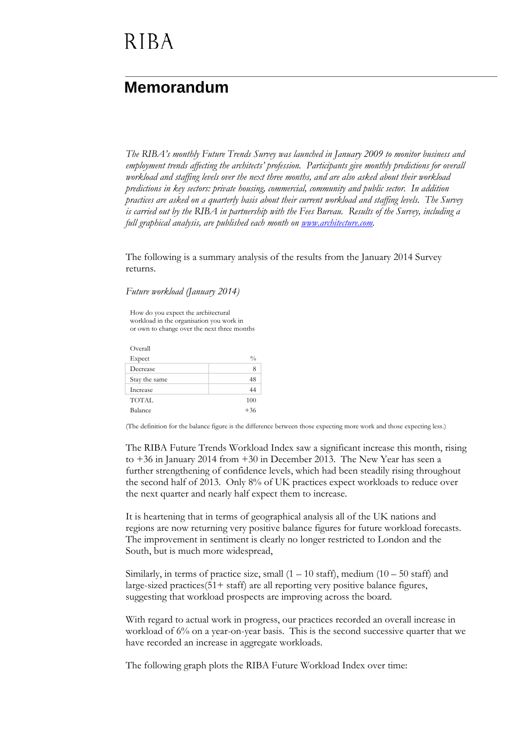RIBA

# Memorandum

*The RIBA's monthly Future Trends Survey was launched in January 2009 to monitor business and employment trends affecting the architects' profession. Participants give monthly predictions for overall workload and staffing levels over the next three months, and are also asked about their workload predictions in key sectors: private housing, commercial, community and public sector. In addition practices are asked on a quarterly basis about their current workload and staffing levels. The Survey is carried out by the RIBA in partnership with the Fees Bureau. Results of the Survey, including a full graphical analysis, are published each month on [www.architecture.com](www.architecture.com).*

The following is a summary analysis of the results from the January 2014 Survey returns.

*Future workload (January 2014)*

How do you expect the architectural workload in the organisation you work in or own to change over the next three months

| Overall | |
|---|---|
| Expect | % |
| Decrease | 8 |
| Stay the same | 48 |
| Increase | 44 |
| TOTAL | 100 |
| Balance | +36 |

(The definition for the balance figure is the difference between those expecting more work and those expecting less.)

The RIBA Future Trends Workload Index saw a significant increase this month, rising to +36 in January 2014 from +30 in December 2013. The New Year has seen a further strengthening of confidence levels, which had been steadily rising throughout the second half of 2013. Only 8% of UK practices expect workloads to reduce over the next quarter and nearly half expect them to increase.

It is heartening that in terms of geographical analysis all of the UK nations and regions are now returning very positive balance figures for future workload forecasts. The improvement in sentiment is clearly no longer restricted to London and the South, but is much more widespread,

Similarly, in terms of practice size, small (1 – 10 staff), medium (10 – 50 staff) and large-sized practices(51+ staff) are all reporting very positive balance figures, suggesting that workload prospects are improving across the board.

With regard to actual work in progress, our practices recorded an overall increase in workload of 6% on a year-on-year basis. This is the second successive quarter that we have recorded an increase in aggregate workloads.

The following graph plots the RIBA Future Workload Index over time: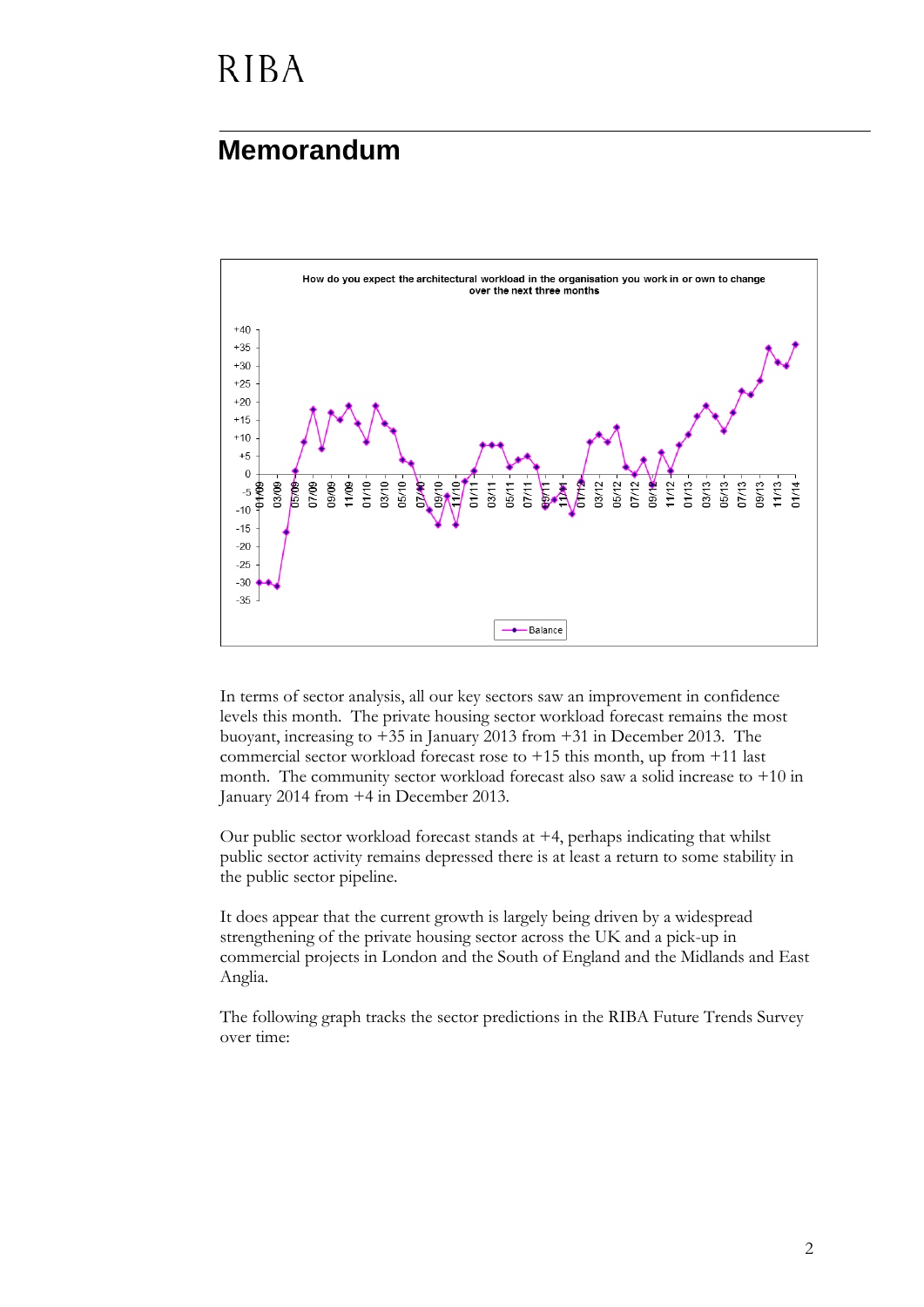RIBA

## Memorandum

How do you expect the architectural workload in the organisation you work in or own to change over the next three months

In terms of sector analysis, all our key sectors saw an improvement in confidence levels this month. The private housing sector workload forecast remains the most buoyant, increasing to +35 in January 2013 from +31 in December 2013. The commercial sector workload forecast rose to +15 this month, up from +11 last month. The community sector workload forecast also saw a solid increase to +10 in January 2014 from +4 in December 2013.

Our public sector workload forecast stands at +4, perhaps indicating that whilst public sector activity remains depressed there is at least a return to some stability in the public sector pipeline.

It does appear that the current growth is largely being driven by a widespread strengthening of the private housing sector across the UK and a pick-up in commercial projects in London and the South of England and the Midlands and East Anglia.

The following graph tracks the sector predictions in the RIBA Future Trends Survey over time: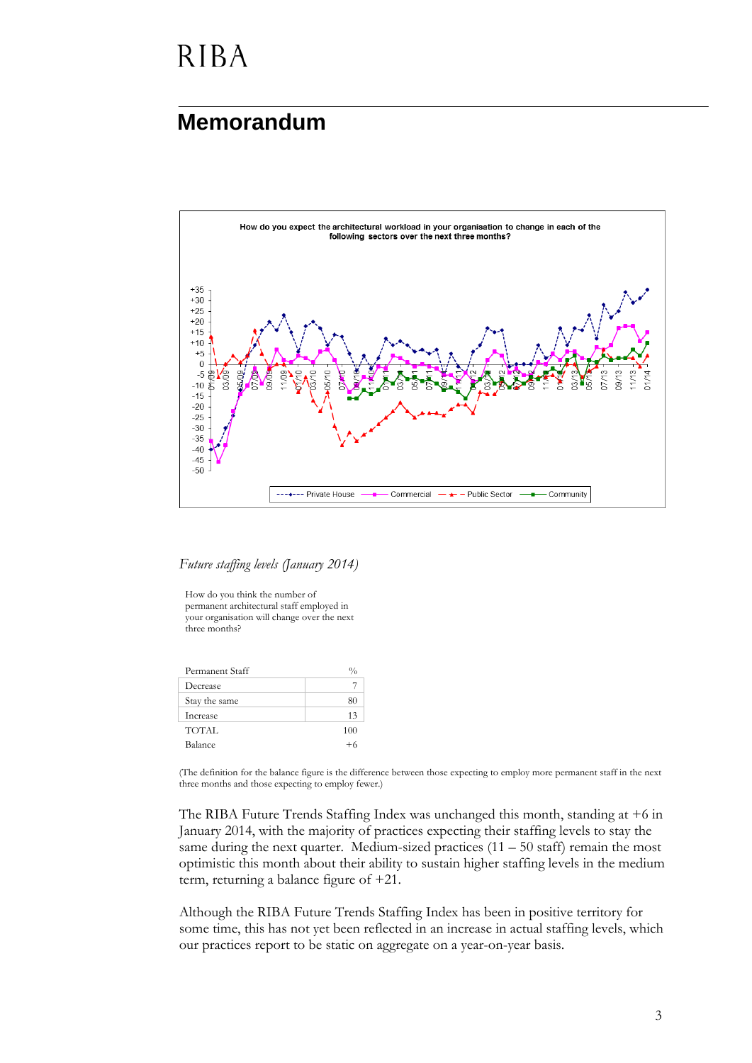# Memorandum

How do you expect the architectural workload in your organisation to change in each of the following sectors over the next three months?

Private House — Commercial — Public Sector — Community

*Future staffing levels (January 2014)*

How do you think the number of permanent architectural staff employed in your organisation will change over the next three months?

| Permanent Staff | % |
|---|---|
| Decrease | 7 |
| Stay the same | 80 |
| Increase | 13 |
| TOTAL | 100 |
| Balance | +6 |

(The definition for the balance figure is the difference between those expecting to employ more permanent staff in the next three months and those expecting to employ fewer.)

The RIBA Future Trends Staffing Index was unchanged this month, standing at +6 in January 2014, with the majority of practices expecting their staffing levels to stay the same during the next quarter. Medium-sized practices (11 – 50 staff) remain the most optimistic this month about their ability to sustain higher staffing levels in the medium term, returning a balance figure of +21.

Although the RIBA Future Trends Staffing Index has been in positive territory for some time, this has not yet been reflected in an increase in actual staffing levels, which our practices report to be static on aggregate on a year-on-year basis.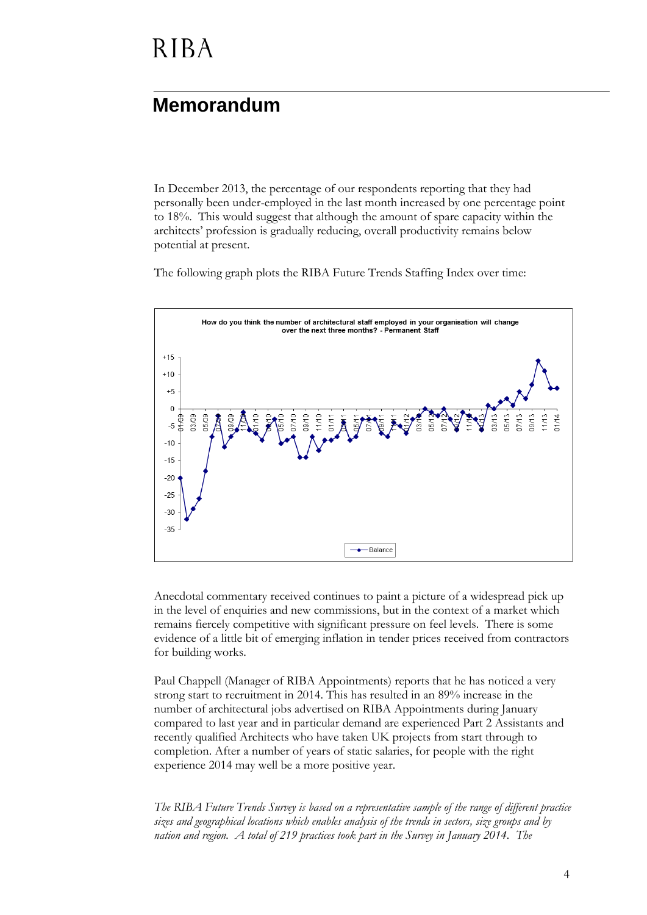# RIBA

## Memorandum

In December 2013, the percentage of our respondents reporting that they had personally been under-employed in the last month increased by one percentage point to 18%. This would suggest that although the amount of spare capacity within the architects' profession is gradually reducing, overall productivity remains below potential at present.

The following graph plots the RIBA Future Trends Staffing Index over time:

**How do you think the number of architectural staff employed in your organisation will change over the next three months? - Permanent Staff**

Anecdotal commentary received continues to paint a picture of a widespread pick up in the level of enquiries and new commissions, but in the context of a market which remains fiercely competitive with significant pressure on feel levels. There is some evidence of a little bit of emerging inflation in tender prices received from contractors for building works.

Paul Chappell (Manager of RIBA Appointments) reports that he has noticed a very strong start to recruitment in 2014. This has resulted in an 89% increase in the number of architectural jobs advertised on RIBA Appointments during January compared to last year and in particular demand are experienced Part 2 Assistants and recently qualified Architects who have taken UK projects from start through to completion. After a number of years of static salaries, for people with the right experience 2014 may well be a more positive year.

*The RIBA Future Trends Survey is based on a representative sample of the range of different practice sizes and geographical locations which enables analysis of the trends in sectors, size groups and by nation and region. A total of 219 practices took part in the Survey in January 2014. The*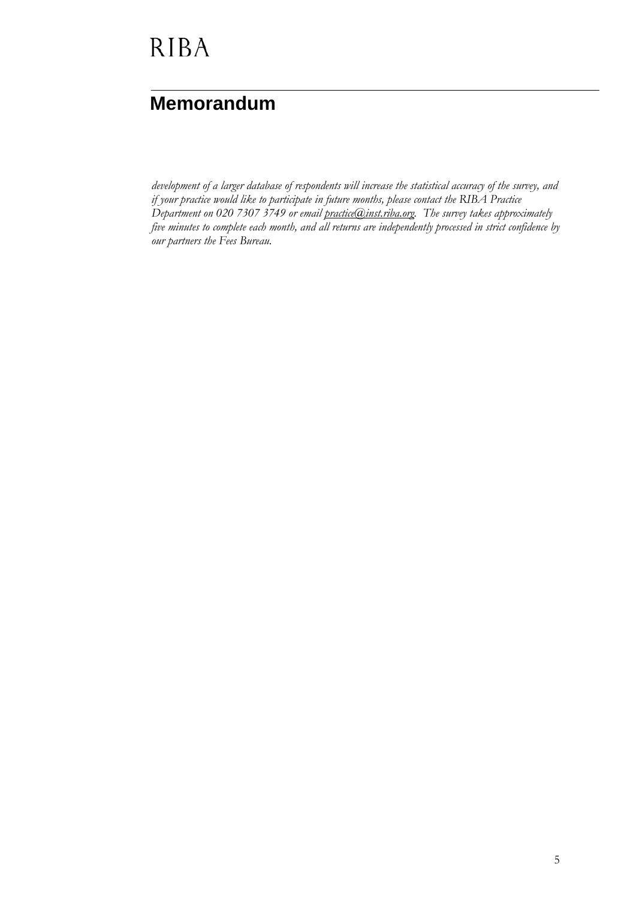RIBA

# Memorandum

*development of a larger database of respondents will increase the statistical accuracy of the survey, and if your practice would like to participate in future months, please contact the RIBA Practice Department on 020 7307 3749 or email practice@inst.riba.org. The survey takes approximately five minutes to complete each month, and all returns are independently processed in strict confidence by our partners the Fees Bureau.*